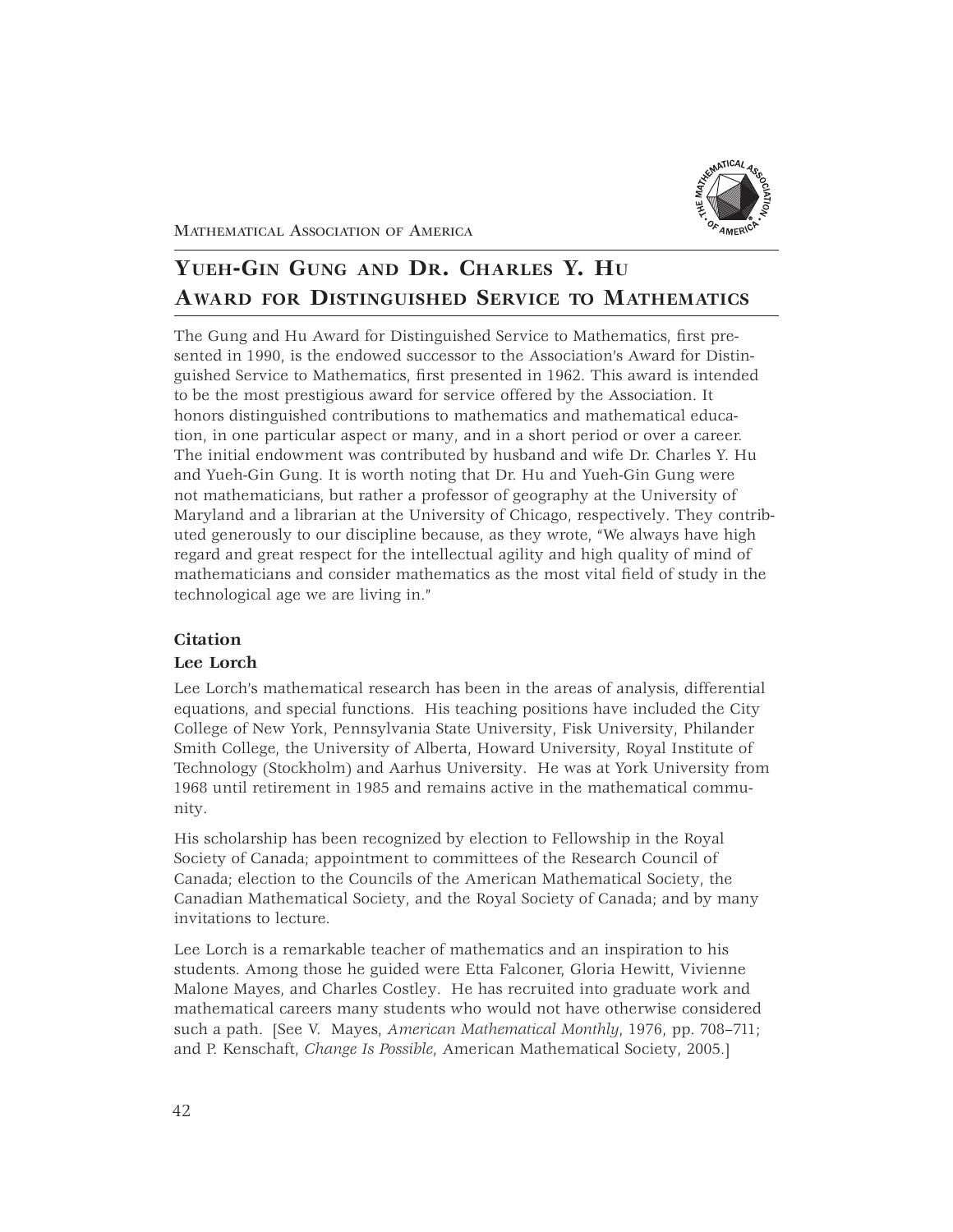# Yueh-Gin Gung and Dr. Charles Y. Hu Award for Distinguished Service to Mathematics

The Gung and Hu Award for Distinguished Service to Mathematics, first presented in 1990, is the endowed successor to the Association's Award for Distinguished Service to Mathematics, first presented in 1962. This award is intended to be the most prestigious award for service offered by the Association. It honors distinguished contributions to mathematics and mathematical education, in one particular aspect or many, and in a short period or over a career. The initial endowment was contributed by husband and wife Dr. Charles Y. Hu and Yueh-Gin Gung. It is worth noting that Dr. Hu and Yueh-Gin Gung were not mathematicians, but rather a professor of geography at the University of Maryland and a librarian at the University of Chicago, respectively. They contributed generously to our discipline because, as they wrote, "We always have high regard and great respect for the intellectual agility and high quality of mind of mathematicians and consider mathematics as the most vital field of study in the technological age we are living in."

### Citation

### Lee Lorch

Lee Lorch's mathematical research has been in the areas of analysis, differential equations, and special functions. His teaching positions have included the City College of New York, Pennsylvania State University, Fisk University, Philander Smith College, the University of Alberta, Howard University, Royal Institute of Technology (Stockholm) and Aarhus University. He was at York University from 1968 until retirement in 1985 and remains active in the mathematical community.

His scholarship has been recognized by election to Fellowship in the Royal Society of Canada; appointment to committees of the Research Council of Canada; election to the Councils of the American Mathematical Society, the Canadian Mathematical Society, and the Royal Society of Canada; and by many invitations to lecture.

Lee Lorch is a remarkable teacher of mathematics and an inspiration to his students. Among those he guided were Etta Falconer, Gloria Hewitt, Vivienne Malone Mayes, and Charles Costley. He has recruited into graduate work and mathematical careers many students who would not have otherwise considered such a path. [See V. Mayes, *American Mathematical Monthly*, 1976, pp. 708–711; and P. Kenschaft, *Change Is Possible*, American Mathematical Society, 2005.]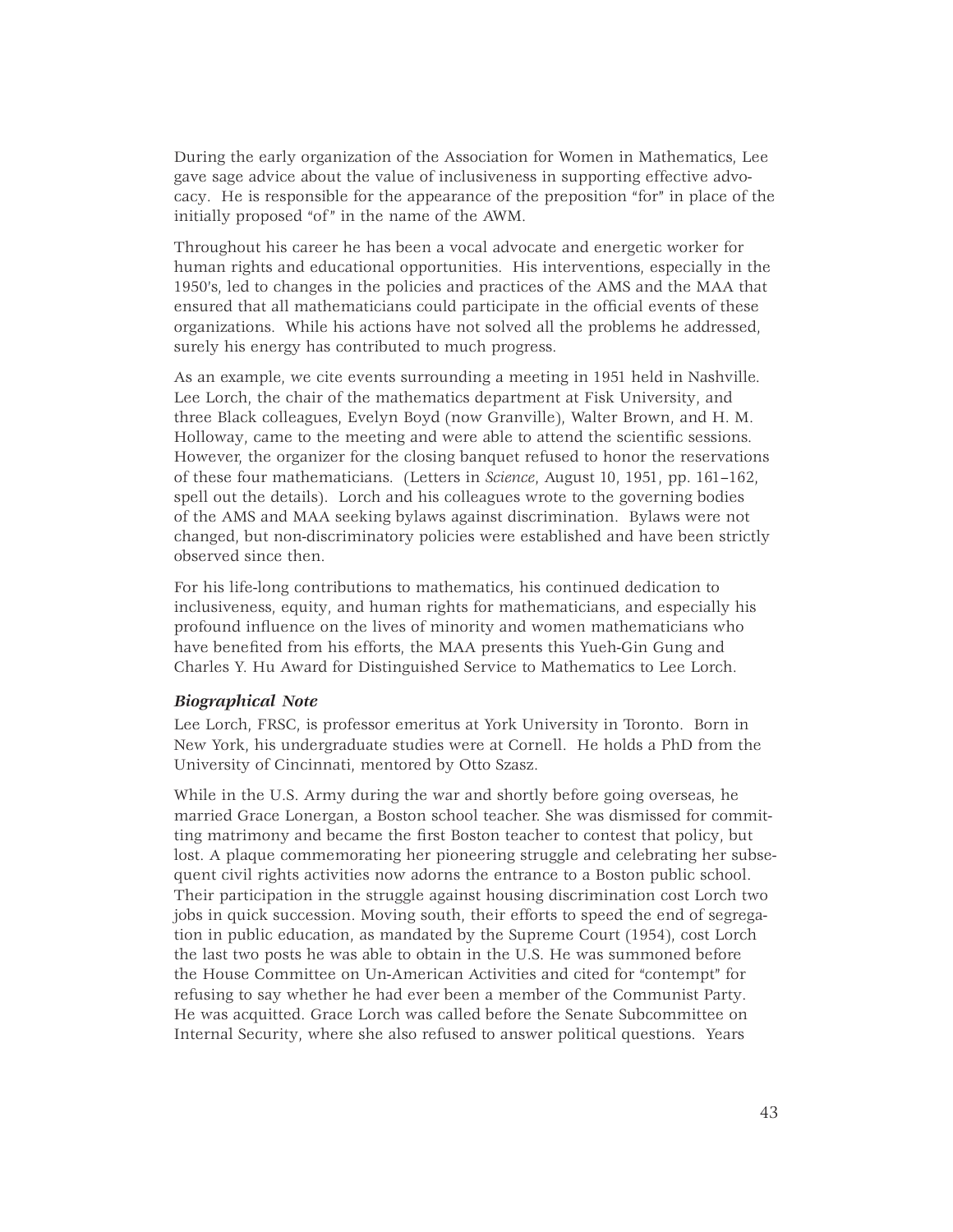During the early organization of the Association for Women in Mathematics, Lee gave sage advice about the value of inclusiveness in supporting effective advocacy. He is responsible for the appearance of the preposition "for" in place of the initially proposed "of" in the name of the AWM.

Throughout his career he has been a vocal advocate and energetic worker for human rights and educational opportunities. His interventions, especially in the 1950's, led to changes in the policies and practices of the AMS and the MAA that ensured that all mathematicians could participate in the official events of these organizations. While his actions have not solved all the problems he addressed, surely his energy has contributed to much progress.

As an example, we cite events surrounding a meeting in 1951 held in Nashville. Lee Lorch, the chair of the mathematics department at Fisk University, and three Black colleagues, Evelyn Boyd (now Granville), Walter Brown, and H. M. Holloway, came to the meeting and were able to attend the scientific sessions. However, the organizer for the closing banquet refused to honor the reservations of these four mathematicians. (Letters in *Science*, August 10, 1951, pp. 161–162, spell out the details). Lorch and his colleagues wrote to the governing bodies of the AMS and MAA seeking bylaws against discrimination. Bylaws were not changed, but non-discriminatory policies were established and have been strictly observed since then.

For his life-long contributions to mathematics, his continued dedication to inclusiveness, equity, and human rights for mathematicians, and especially his profound influence on the lives of minority and women mathematicians who have benefited from his efforts, the MAA presents this Yueh-Gin Gung and Charles Y. Hu Award for Distinguished Service to Mathematics to Lee Lorch.

### *Biographical Note*

Lee Lorch, FRSC, is professor emeritus at York University in Toronto. Born in New York, his undergraduate studies were at Cornell. He holds a PhD from the University of Cincinnati, mentored by Otto Szasz.

While in the U.S. Army during the war and shortly before going overseas, he married Grace Lonergan, a Boston school teacher. She was dismissed for committing matrimony and became the first Boston teacher to contest that policy, but lost. A plaque commemorating her pioneering struggle and celebrating her subsequent civil rights activities now adorns the entrance to a Boston public school. Their participation in the struggle against housing discrimination cost Lorch two jobs in quick succession. Moving south, their efforts to speed the end of segregation in public education, as mandated by the Supreme Court (1954), cost Lorch the last two posts he was able to obtain in the U.S. He was summoned before the House Committee on Un-American Activities and cited for "contempt" for refusing to say whether he had ever been a member of the Communist Party. He was acquitted. Grace Lorch was called before the Senate Subcommittee on Internal Security, where she also refused to answer political questions. Years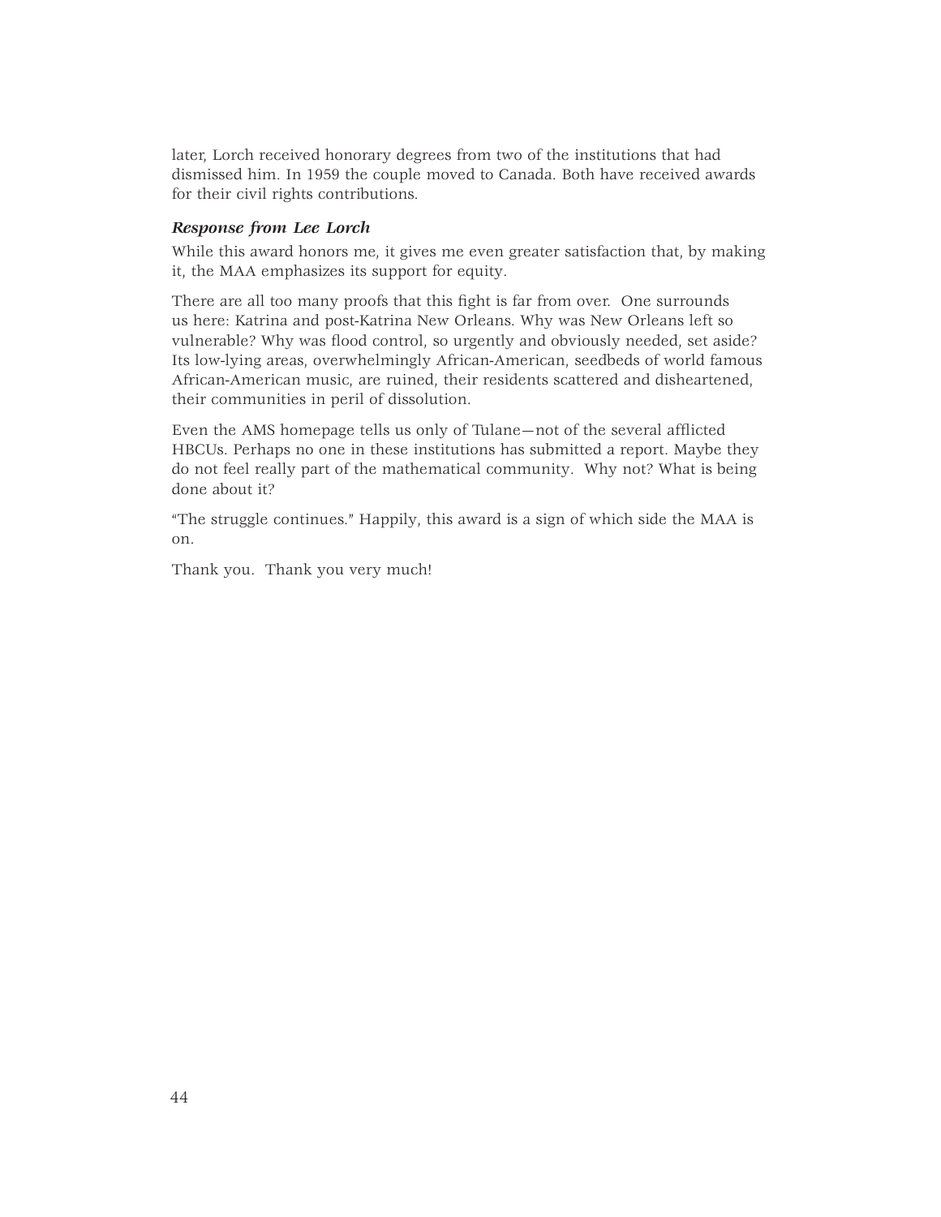later, Lorch received honorary degrees from two of the institutions that had dismissed him. In 1959 the couple moved to Canada. Both have received awards for their civil rights contributions.

***Response from Lee Lorch***

While this award honors me, it gives me even greater satisfaction that, by making it, the MAA emphasizes its support for equity.

There are all too many proofs that this fight is far from over. One surrounds us here: Katrina and post-Katrina New Orleans. Why was New Orleans left so vulnerable? Why was flood control, so urgently and obviously needed, set aside? Its low-lying areas, overwhelmingly African-American, seedbeds of world famous African-American music, are ruined, their residents scattered and disheartened, their communities in peril of dissolution.

Even the AMS homepage tells us only of Tulane—not of the several afflicted HBCUs. Perhaps no one in these institutions has submitted a report. Maybe they do not feel really part of the mathematical community. Why not? What is being done about it?

"The struggle continues." Happily, this award is a sign of which side the MAA is on.

Thank you. Thank you very much!